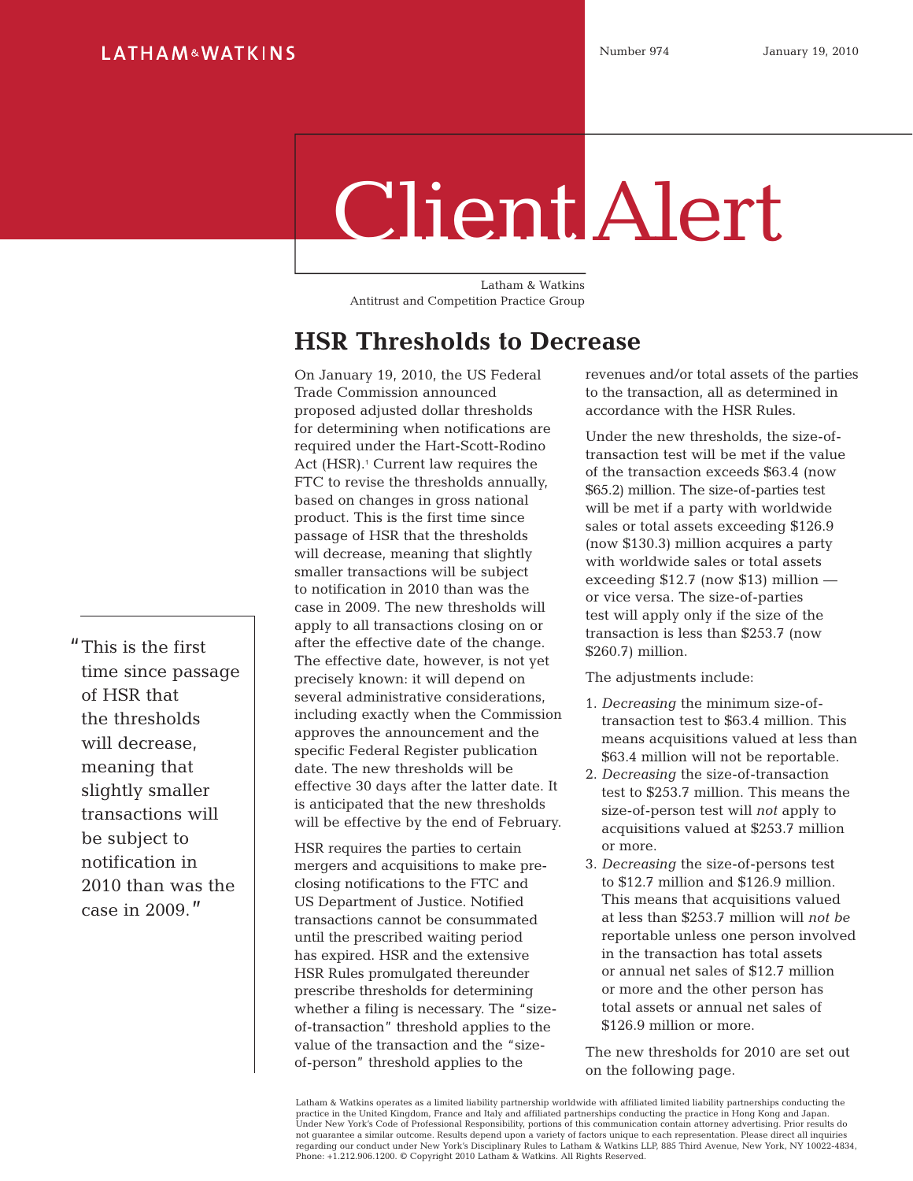LATHAM & WATKINS

Number 974 January 19, 2010

# Client Alert

Latham & Watkins
Antitrust and Competition Practice Group

## HSR Thresholds to Decrease

On January 19, 2010, the US Federal Trade Commission announced proposed adjusted dollar thresholds for determining when notifications are required under the Hart-Scott-Rodino Act (HSR).[1] Current law requires the FTC to revise the thresholds annually, based on changes in gross national product. This is the first time since passage of HSR that the thresholds will decrease, meaning that slightly smaller transactions will be subject to notification in 2010 than was the case in 2009. The new thresholds will apply to all transactions closing on or after the effective date of the change. The effective date, however, is not yet precisely known: it will depend on several administrative considerations, including exactly when the Commission approves the announcement and the specific Federal Register publication date. The new thresholds will be effective 30 days after the latter date. It is anticipated that the new thresholds will be effective by the end of February.

> "This is the first time since passage of HSR that the thresholds will decrease, meaning that slightly smaller transactions will be subject to notification in 2010 than was the case in 2009."

HSR requires the parties to certain mergers and acquisitions to make pre-closing notifications to the FTC and US Department of Justice. Notified transactions cannot be consummated until the prescribed waiting period has expired. HSR and the extensive HSR Rules promulgated thereunder prescribe thresholds for determining whether a filing is necessary. The "size-of-transaction" threshold applies to the value of the transaction and the "size-of-person" threshold applies to the revenues and/or total assets of the parties to the transaction, all as determined in accordance with the HSR Rules.

Under the new thresholds, the size-of-transaction test will be met if the value of the transaction exceeds $63.4 (now $65.2) million. The size-of-parties test will be met if a party with worldwide sales or total assets exceeding $126.9 (now $130.3) million acquires a party with worldwide sales or total assets exceeding $12.7 (now $13) million — or vice versa. The size-of-parties test will apply only if the size of the transaction is less than $253.7 (now $260.7) million.

The adjustments include:

1. *Decreasing* the minimum size-of-transaction test to $63.4 million. This means acquisitions valued at less than $63.4 million will not be reportable.
2. *Decreasing* the size-of-transaction test to $253.7 million. This means the size-of-person test will *not* apply to acquisitions valued at $253.7 million or more.
3. *Decreasing* the size-of-persons test to $12.7 million and $126.9 million. This means that acquisitions valued at less than $253.7 million will *not be* reportable unless one person involved in the transaction has total assets or annual net sales of $12.7 million or more and the other person has total assets or annual net sales of $126.9 million or more.

The new thresholds for 2010 are set out on the following page.

Latham & Watkins operates as a limited liability partnership worldwide with affiliated limited liability partnerships conducting the practice in the United Kingdom, France and Italy and affiliated partnerships conducting the practice in Hong Kong and Japan. Under New York's Code of Professional Responsibility, portions of this communication contain attorney advertising. Prior results do not guarantee a similar outcome. Results depend upon a variety of factors unique to each representation. Please direct all inquiries regarding our conduct under New York's Disciplinary Rules to Latham & Watkins LLP, 885 Third Avenue, New York, NY 10022-4834, Phone: +1.212.906.1200. © Copyright 2010 Latham & Watkins. All Rights Reserved.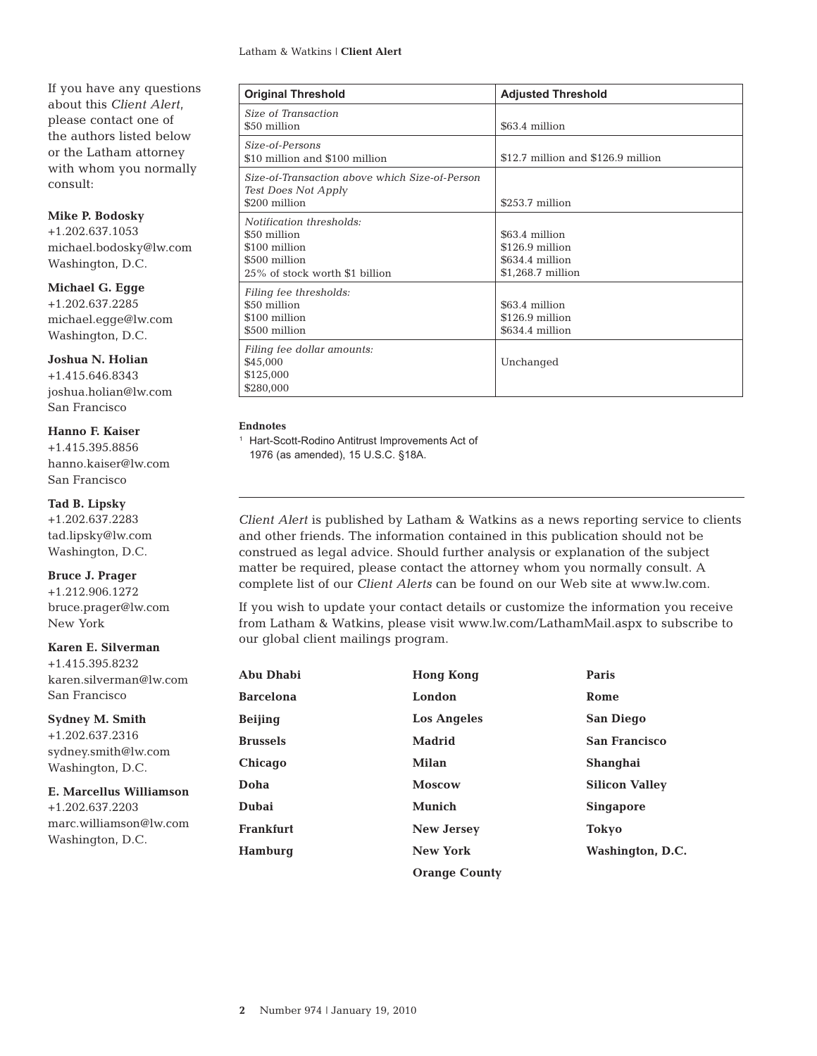| Original Threshold | Adjusted Threshold |
|---|---|
| *Size of Transaction*<br>$50 million | $63.4 million |
| *Size-of-Persons*<br>$10 million and $100 million | $12.7 million and $126.9 million |
| *Size-of-Transaction above which Size-of-Person Test Does Not Apply*<br>$200 million | $253.7 million |
| *Notification thresholds:*<br>$50 million<br>$100 million<br>$500 million<br>25% of stock worth $1 billion | $63.4 million<br>$126.9 million<br>$634.4 million<br>$1,268.7 million |
| *Filing fee thresholds:*<br>$50 million<br>$100 million<br>$500 million | $63.4 million<br>$126.9 million<br>$634.4 million |
| *Filing fee dollar amounts:*<br>$45,000<br>$125,000<br>$280,000 | Unchanged |

**Endnotes**

[1] Hart-Scott-Rodino Antitrust Improvements Act of 1976 (as amended), 15 U.S.C. §18A.

---

*Client Alert* is published by Latham & Watkins as a news reporting service to clients and other friends. The information contained in this publication should not be construed as legal advice. Should further analysis or explanation of the subject matter be required, please contact the attorney whom you normally consult. A complete list of our *Client Alerts* can be found on our Web site at www.lw.com.

If you wish to update your contact details or customize the information you receive from Latham & Watkins, please visit www.lw.com/LathamMail.aspx to subscribe to our global client mailings program.

If you have any questions about this *Client Alert*, please contact one of the authors listed below or the Latham attorney with whom you normally consult:

**Mike P. Bodosky**
+1.202.637.1053
michael.bodosky@lw.com
Washington, D.C.

**Michael G. Egge**
+1.202.637.2285
michael.egge@lw.com
Washington, D.C.

**Joshua N. Holian**
+1.415.646.8343
joshua.holian@lw.com
San Francisco

**Hanno F. Kaiser**
+1.415.395.8856
hanno.kaiser@lw.com
San Francisco

**Tad B. Lipsky**
+1.202.637.2283
tad.lipsky@lw.com
Washington, D.C.

**Bruce J. Prager**
+1.212.906.1272
bruce.prager@lw.com
New York

**Karen E. Silverman**
+1.415.395.8232
karen.silverman@lw.com
San Francisco

**Sydney M. Smith**
+1.202.637.2316
sydney.smith@lw.com
Washington, D.C.

**E. Marcellus Williamson**
+1.202.637.2203
marc.williamson@lw.com
Washington, D.C.

**Abu Dhabi**
**Barcelona**
**Beijing**
**Brussels**
**Chicago**
**Doha**
**Dubai**
**Frankfurt**
**Hamburg**
**Hong Kong**
**London**
**Los Angeles**
**Madrid**
**Milan**
**Moscow**
**Munich**
**New Jersey**
**New York**
**Orange County**
**Paris**
**Rome**
**San Diego**
**San Francisco**
**Shanghai**
**Silicon Valley**
**Singapore**
**Tokyo**
**Washington, D.C.**